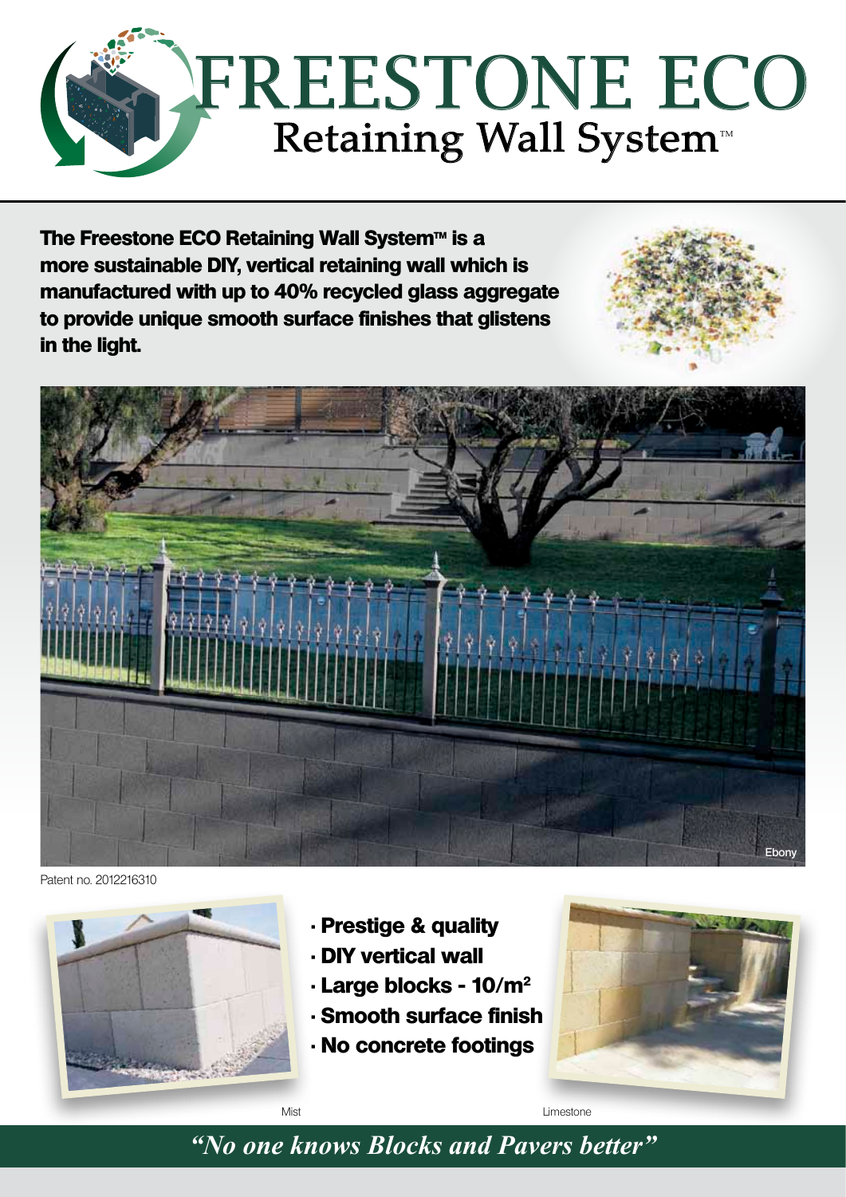# FREESTONE ECO
## Retaining Wall System™

**The Freestone ECO Retaining Wall System™ is a more sustainable DIY, vertical retaining wall which is manufactured with up to 40% recycled glass aggregate to provide unique smooth surface finishes that glistens in the light.**

Ebony

Patent no. 2012216310

- **Prestige & quality**
- **DIY vertical wall**
- **Large blocks - 10/m²**
- **Smooth surface finish**
- **No concrete footings**

Mist

Limestone

*"No one knows Blocks and Pavers better"*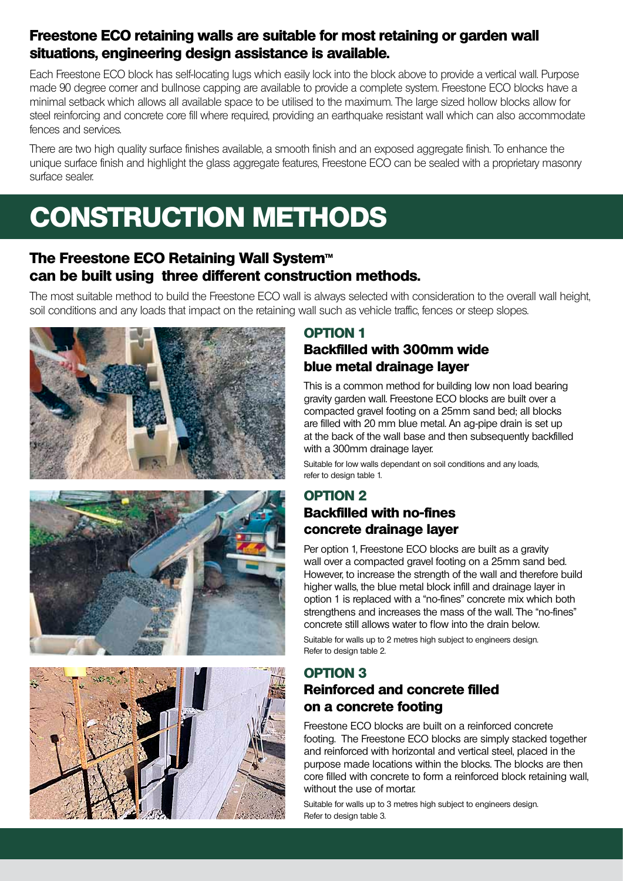### Freestone ECO retaining walls are suitable for most retaining or garden wall situations, engineering design assistance is available.

Each Freestone ECO block has self-locating lugs which easily lock into the block above to provide a vertical wall. Purpose made 90 degree corner and bullnose capping are available to provide a complete system. Freestone ECO blocks have a minimal setback which allows all available space to be utilised to the maximum. The large sized hollow blocks allow for steel reinforcing and concrete core fill where required, providing an earthquake resistant wall which can also accommodate fences and services.

There are two high quality surface finishes available, a smooth finish and an exposed aggregate finish. To enhance the unique surface finish and highlight the glass aggregate features, Freestone ECO can be sealed with a proprietary masonry surface sealer.

# CONSTRUCTION METHODS

### The Freestone ECO Retaining Wall System™ can be built using three different construction methods.

The most suitable method to build the Freestone ECO wall is always selected with consideration to the overall wall height, soil conditions and any loads that impact on the retaining wall such as vehicle traffic, fences or steep slopes.

## OPTION 1
### Backfilled with 300mm wide blue metal drainage layer

This is a common method for building low non load bearing gravity garden wall. Freestone ECO blocks are built over a compacted gravel footing on a 25mm sand bed; all blocks are filled with 20 mm blue metal. An ag-pipe drain is set up at the back of the wall base and then subsequently backfilled with a 300mm drainage layer.

Suitable for low walls dependant on soil conditions and any loads, refer to design table 1.

## OPTION 2
### Backfilled with no-fines concrete drainage layer

Per option 1, Freestone ECO blocks are built as a gravity wall over a compacted gravel footing on a 25mm sand bed. However, to increase the strength of the wall and therefore build higher walls, the blue metal block infill and drainage layer in option 1 is replaced with a "no-fines" concrete mix which both strengthens and increases the mass of the wall. The "no-fines" concrete still allows water to flow into the drain below.

Suitable for walls up to 2 metres high subject to engineers design. Refer to design table 2.

## OPTION 3
### Reinforced and concrete filled on a concrete footing

Freestone ECO blocks are built on a reinforced concrete footing. The Freestone ECO blocks are simply stacked together and reinforced with horizontal and vertical steel, placed in the purpose made locations within the blocks. The blocks are then core filled with concrete to form a reinforced block retaining wall, without the use of mortar.

Suitable for walls up to 3 metres high subject to engineers design. Refer to design table 3.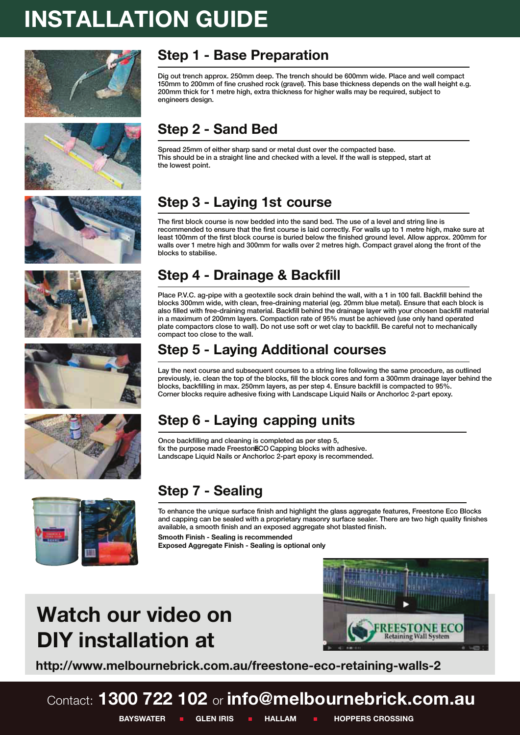# INSTALLATION GUIDE

## Step 1 - Base Preparation

Dig out trench approx. 250mm deep. The trench should be 600mm wide. Place and well compact 150mm to 200mm of fine crushed rock (gravel). This base thickness depends on the wall height e.g. 200mm thick for 1 metre high, extra thickness for higher walls may be required, subject to engineers design.

## Step 2 - Sand Bed

Spread 25mm of either sharp sand or metal dust over the compacted base.
This should be in a straight line and checked with a level. If the wall is stepped, start at the lowest point.

## Step 3 - Laying 1st course

The first block course is now bedded into the sand bed. The use of a level and string line is recommended to ensure that the first course is laid correctly. For walls up to 1 metre high, make sure at least 100mm of the first block course is buried below the finished ground level. Allow approx. 200mm for walls over 1 metre high and 300mm for walls over 2 metres high. Compact gravel along the front of the blocks to stabilise.

## Step 4 - Drainage & Backfill

Place P.V.C. ag-pipe with a geotextile sock drain behind the wall, with a 1 in 100 fall. Backfill behind the blocks 300mm wide, with clean, free-draining material (eg. 20mm blue metal). Ensure that each block is also filled with free-draining material. Backfill behind the drainage layer with your chosen backfill material in a maximum of 200mm layers. Compaction rate of 95% must be achieved (use only hand operated plate compactors close to wall). Do not use soft or wet clay to backfill. Be careful not to mechanically compact too close to the wall.

## Step 5 - Laying Additional courses

Lay the next course and subsequent courses to a string line following the same procedure, as outlined previously, ie. clean the top of the blocks, fill the block cores and form a 300mm drainage layer behind the blocks, backfilling in max. 250mm layers, as per step 4. Ensure backfill is compacted to 95%.
Corner blocks require adhesive fixing with Landscape Liquid Nails or Anchorloc 2-part epoxy.

## Step 6 - Laying capping units

Once backfilling and cleaning is completed as per step 5,
fix the purpose made FreestoneECO Capping blocks with adhesive.
Landscape Liquid Nails or Anchorloc 2-part epoxy is recommended.

## Step 7 - Sealing

To enhance the unique surface finish and highlight the glass aggregate features, Freestone Eco Blocks and capping can be sealed with a proprietary masonry surface sealer. There are two high quality finishes available, a smooth finish and an exposed aggregate shot blasted finish.

**Smooth Finish - Sealing is recommended**
**Exposed Aggregate Finish - Sealing is optional only**

## Watch our video on DIY installation at

**http://www.melbournebrick.com.au/freestone-eco-retaining-walls-2**

Contact: **1300 722 102** or **info@melbournebrick.com.au**

**BAYSWATER ▪ GLEN IRIS ▪ HALLAM ▪ HOPPERS CROSSING**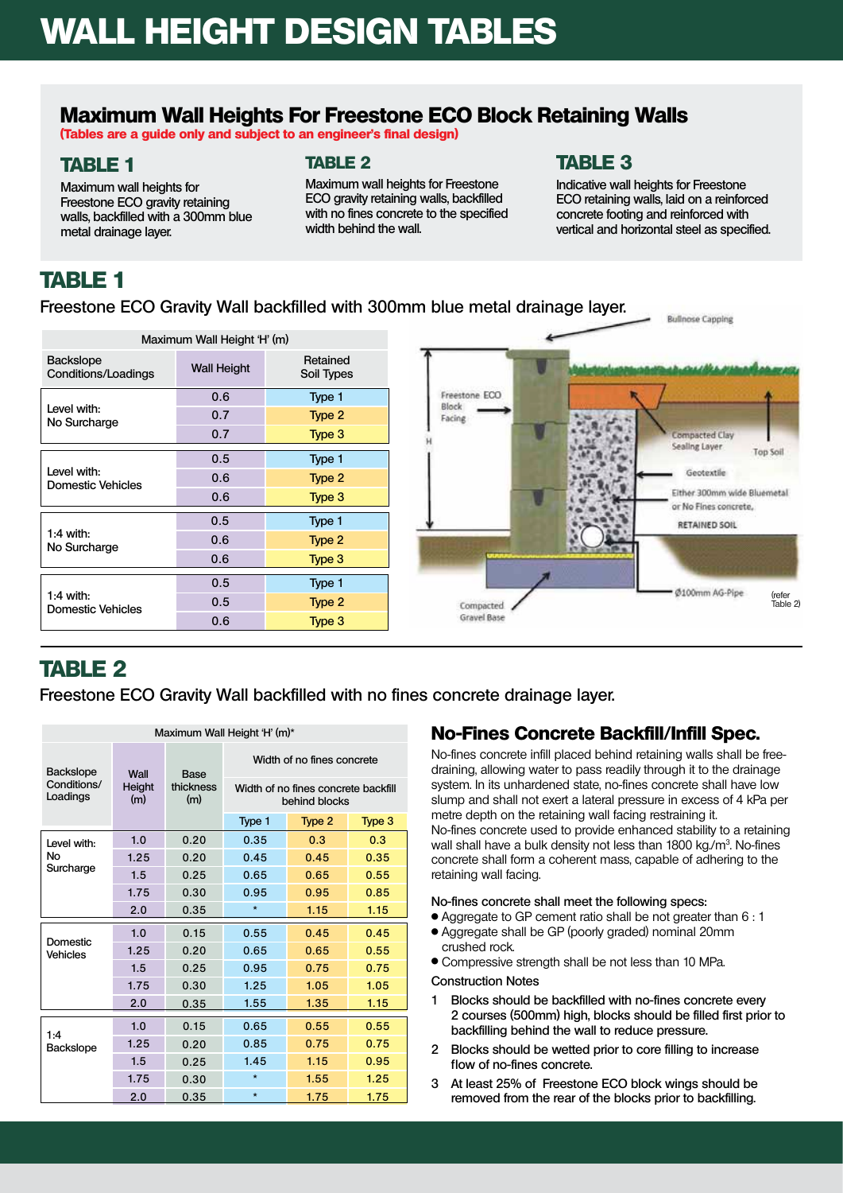# WALL HEIGHT DESIGN TABLES

## Maximum Wall Heights For Freestone ECO Block Retaining Walls

**(Tables are a guide only and subject to an engineer's final design)**

### TABLE 1

Maximum wall heights for Freestone ECO gravity retaining walls, backfilled with a 300mm blue metal drainage layer.

### TABLE 2

Maximum wall heights for Freestone ECO gravity retaining walls, backfilled with no fines concrete to the specified width behind the wall.

### TABLE 3

Indicative wall heights for Freestone ECO retaining walls, laid on a reinforced concrete footing and reinforced with vertical and horizontal steel as specified.

## TABLE 1

Freestone ECO Gravity Wall backfilled with 300mm blue metal drainage layer.

| Maximum Wall Height 'H' (m) | | |
|---|---|---|
| Backslope Conditions/Loadings | Wall Height | Retained Soil Types |
| Level with: No Surcharge | 0.6 | Type 1 |
| | 0.7 | Type 2 |
| | 0.7 | Type 3 |
| Level with: Domestic Vehicles | 0.5 | Type 1 |
| | 0.6 | Type 2 |
| | 0.6 | Type 3 |
| 1:4 with: No Surcharge | 0.5 | Type 1 |
| | 0.6 | Type 2 |
| | 0.6 | Type 3 |
| 1:4 with: Domestic Vehicles | 0.5 | Type 1 |
| | 0.5 | Type 2 |
| | 0.6 | Type 3 |

Bullnose Capping
Freestone ECO Block Facing
H
Compacted Clay Sealing Layer
Top Soil
Geotextile
Either 300mm wide Bluemetal or No Fines concrete,
RETAINED SOIL
Ø100mm AG-Pipe
(refer Table 2)
Compacted Gravel Base

## TABLE 2

Freestone ECO Gravity Wall backfilled with no fines concrete drainage layer.

| Maximum Wall Height 'H' (m)* | | | | | |
|---|---|---|---|---|---|
| Backslope Conditions/ Loadings | Wall Height (m) | Base thickness (m) | Width of no fines concrete | | |
| | | | Width of no fines concrete backfill behind blocks | | |
| | | | Type 1 | Type 2 | Type 3 |
| Level with: No Surcharge | 1.0 | 0.20 | 0.35 | 0.3 | 0.3 |
| | 1.25 | 0.20 | 0.45 | 0.45 | 0.35 |
| | 1.5 | 0.25 | 0.65 | 0.65 | 0.55 |
| | 1.75 | 0.30 | 0.95 | 0.95 | 0.85 |
| | 2.0 | 0.35 | * | 1.15 | 1.15 |
| Domestic Vehicles | 1.0 | 0.15 | 0.55 | 0.45 | 0.45 |
| | 1.25 | 0.20 | 0.65 | 0.65 | 0.55 |
| | 1.5 | 0.25 | 0.95 | 0.75 | 0.75 |
| | 1.75 | 0.30 | 1.25 | 1.05 | 1.05 |
| | 2.0 | 0.35 | 1.55 | 1.35 | 1.15 |
| 1:4 Backslope | 1.0 | 0.15 | 0.65 | 0.55 | 0.55 |
| | 1.25 | 0.20 | 0.85 | 0.75 | 0.75 |
| | 1.5 | 0.25 | 1.45 | 1.15 | 0.95 |
| | 1.75 | 0.30 | * | 1.55 | 1.25 |
| | 2.0 | 0.35 | * | 1.75 | 1.75 |

## No-Fines Concrete Backfill/Infill Spec.

No-fines concrete infill placed behind retaining walls shall be free-draining, allowing water to pass readily through it to the drainage system. In its unhardened state, no-fines concrete shall have low slump and shall not exert a lateral pressure in excess of 4 kPa per metre depth on the retaining wall facing restraining it.
No-fines concrete used to provide enhanced stability to a retaining wall shall have a bulk density not less than 1800 kg./$m^3$. No-fines concrete shall form a coherent mass, capable of adhering to the retaining wall facing.

No-fines concrete shall meet the following specs:

- Aggregate to GP cement ratio shall be not greater than 6 : 1
- Aggregate shall be GP (poorly graded) nominal 20mm crushed rock.
- Compressive strength shall be not less than 10 MPa.

Construction Notes

1. Blocks should be backfilled with no-fines concrete every 2 courses (500mm) high, blocks should be filled first prior to backfilling behind the wall to reduce pressure.
2. Blocks should be wetted prior to core filling to increase flow of no-fines concrete.
3. At least 25% of Freestone ECO block wings should be removed from the rear of the blocks prior to backfilling.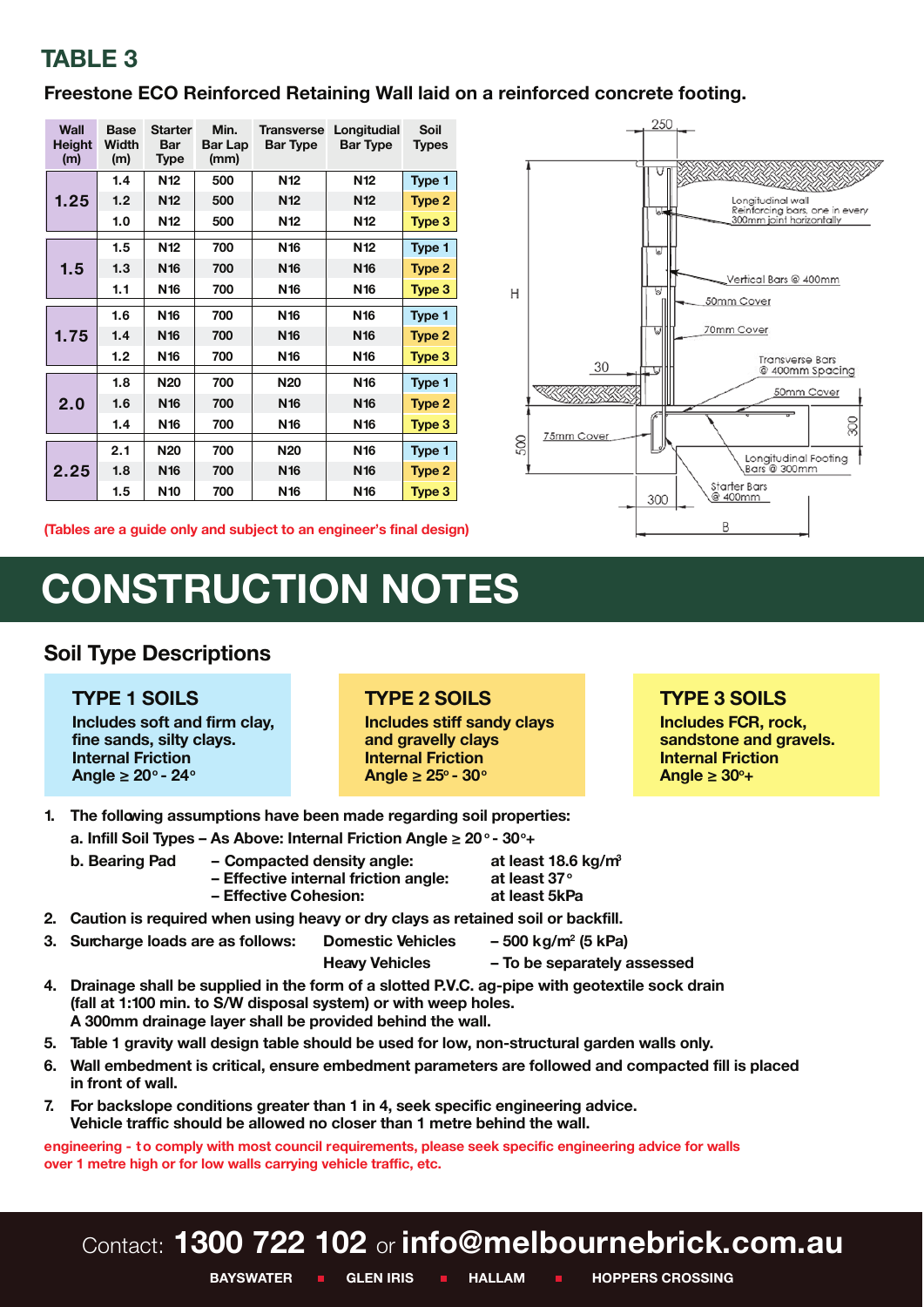## TABLE 3

### Freestone ECO Reinforced Retaining Wall laid on a reinforced concrete footing.

| Wall Height (m) | Base Width (m) | Starter Bar Type | Min. Bar Lap (mm) | Transverse Bar Type | Longitudial Bar Type | Soil Types |
|---|---|---|---|---|---|---|
| 1.25 | 1.4 | N12 | 500 | N12 | N12 | Type 1 |
| | 1.2 | N12 | 500 | N12 | N12 | Type 2 |
| | 1.0 | N12 | 500 | N12 | N12 | Type 3 |
| 1.5 | 1.5 | N12 | 700 | N16 | N12 | Type 1 |
| | 1.3 | N16 | 700 | N16 | N16 | Type 2 |
| | 1.1 | N16 | 700 | N16 | N16 | Type 3 |
| 1.75 | 1.6 | N16 | 700 | N16 | N16 | Type 1 |
| | 1.4 | N16 | 700 | N16 | N16 | Type 2 |
| | 1.2 | N16 | 700 | N16 | N16 | Type 3 |
| 2.0 | 1.8 | N20 | 700 | N20 | N16 | Type 1 |
| | 1.6 | N16 | 700 | N16 | N16 | Type 2 |
| | 1.4 | N16 | 700 | N16 | N16 | Type 3 |
| 2.25 | 2.1 | N20 | 700 | N20 | N16 | Type 1 |
| | 1.8 | N16 | 700 | N16 | N16 | Type 2 |
| | 1.5 | N10 | 700 | N16 | N16 | Type 3 |

(Tables are a guide only and subject to an engineer's final design)

250 — Longitudinal wall Reinforcing bars, one in every 300mm joint horizontally — Vertical Bars @ 400mm — 50mm Cover — 70mm Cover — H — 30 — Transverse Bars @ 400mm Spacing — 50mm Cover — 75mm Cover — 500 — 300 — Longitudinal Footing Bars @ 300mm — Starter Bars @ 400mm — 300 — B

# CONSTRUCTION NOTES

## Soil Type Descriptions

**TYPE 1 SOILS**
Includes soft and firm clay, fine sands, silty clays.
Internal Friction Angle ≥ 20° - 24°

**TYPE 2 SOILS**
Includes stiff sandy clays and gravelly clays
Internal Friction Angle ≥ 25° - 30°

**TYPE 3 SOILS**
Includes FCR, rock, sandstone and gravels.
Internal Friction Angle ≥ 30°+

1. The following assumptions have been made regarding soil properties:
   a. Infill Soil Types – As Above: Internal Friction Angle ≥ 20° - 30°+
   b. Bearing Pad
      – Compacted density angle: at least 18.6 kg/m³
      – Effective internal friction angle: at least 37°
      – Effective Cohesion: at least 5kPa
2. Caution is required when using heavy or dry clays as retained soil or backfill.
3. Surcharge loads are as follows: Domestic Vehicles – 500 kg/m² (5 kPa); Heavy Vehicles – To be separately assessed
4. Drainage shall be supplied in the form of a slotted P.V.C. ag-pipe with geotextile sock drain (fall at 1:100 min. to S/W disposal system) or with weep holes. A 300mm drainage layer shall be provided behind the wall.
5. Table 1 gravity wall design table should be used for low, non-structural garden walls only.
6. Wall embedment is critical, ensure embedment parameters are followed and compacted fill is placed in front of wall.
7. For backslope conditions greater than 1 in 4, seek specific engineering advice. Vehicle traffic should be allowed no closer than 1 metre behind the wall.

engineering - to comply with most council requirements, please seek specific engineering advice for walls over 1 metre high or for low walls carrying vehicle traffic, etc.

Contact: **1300 722 102** or **info@melbournebrick.com.au**

BAYSWATER ▪ GLEN IRIS ▪ HALLAM ▪ HOPPERS CROSSING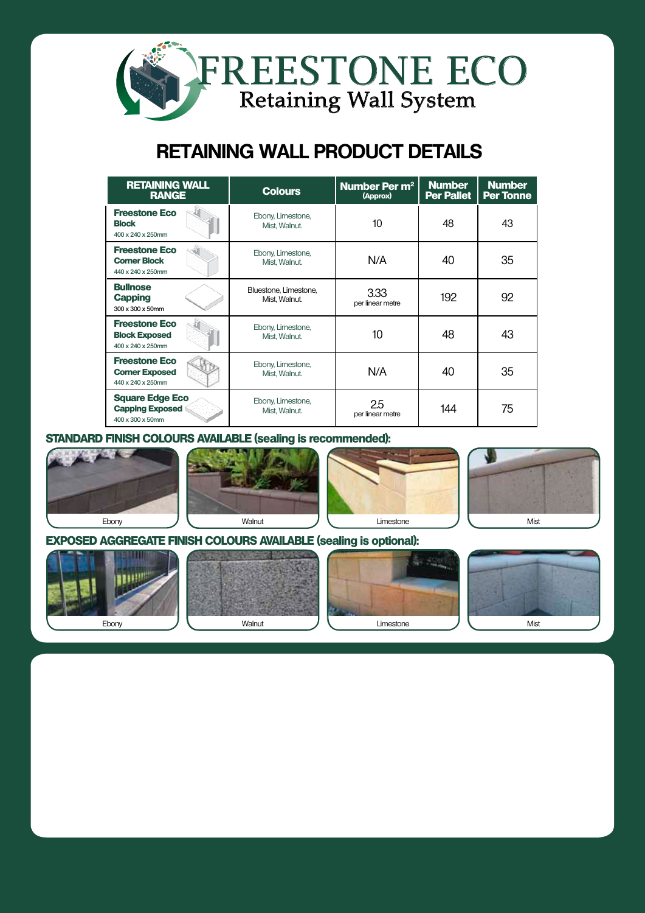# FREESTONE ECO

Retaining Wall System

## RETAINING WALL PRODUCT DETAILS

| RETAINING WALL RANGE | Colours | Number Per m² (Approx) | Number Per Pallet | Number Per Tonne |
|---|---|---|---|---|
| **Freestone Eco Block** 400 x 240 x 250mm | Ebony, Limestone, Mist, Walnut | 10 | 48 | 43 |
| **Freestone Eco Corner Block** 440 x 240 x 250mm | Ebony, Limestone, Mist, Walnut | N/A | 40 | 35 |
| **Bullnose Capping** 300 x 300 x 50mm | Bluestone, Limestone, Mist, Walnut | 3.33 per linear metre | 192 | 92 |
| **Freestone Eco Block Exposed** 400 x 240 x 250mm | Ebony, Limestone, Mist, Walnut | 10 | 48 | 43 |
| **Freestone Eco Corner Exposed** 440 x 240 x 250mm | Ebony, Limestone, Mist, Walnut | N/A | 40 | 35 |
| **Square Edge Eco Capping Exposed** 400 x 300 x 50mm | Ebony, Limestone, Mist, Walnut | 2.5 per linear metre | 144 | 75 |

### STANDARD FINISH COLOURS AVAILABLE (sealing is recommended):

Ebony | Walnut | Limestone | Mist

### EXPOSED AGGREGATE FINISH COLOURS AVAILABLE (sealing is optional):

Ebony | Walnut | Limestone | Mist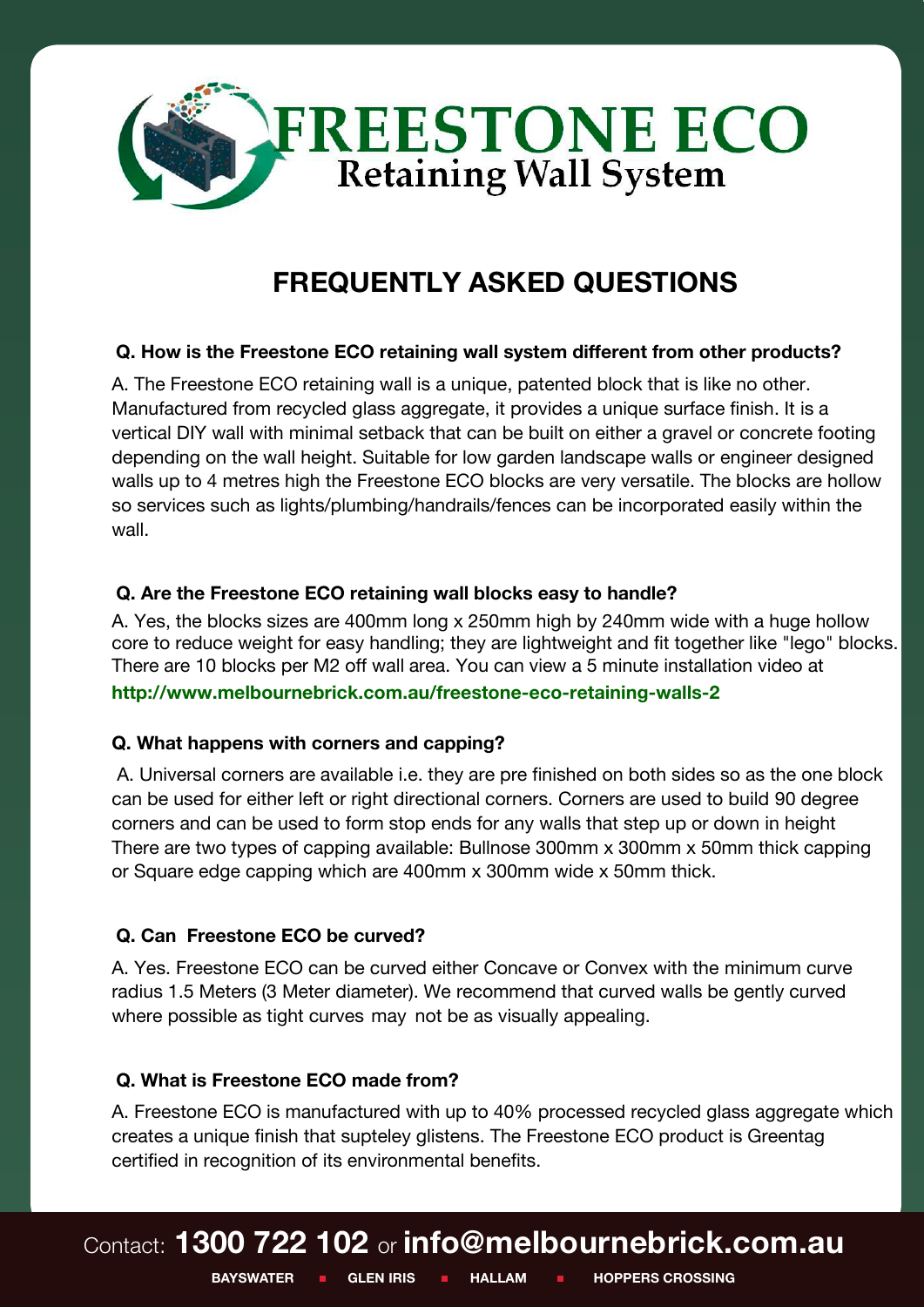# FREESTONE ECO
## Retaining Wall System

## FREQUENTLY ASKED QUESTIONS

**Q. How is the Freestone ECO retaining wall system different from other products?**

A. The Freestone ECO retaining wall is a unique, patented block that is like no other. Manufactured from recycled glass aggregate, it provides a unique surface finish. It is a vertical DIY wall with minimal setback that can be built on either a gravel or concrete footing depending on the wall height. Suitable for low garden landscape walls or engineer designed walls up to 4 metres high the Freestone ECO blocks are very versatile. The blocks are hollow so services such as lights/plumbing/handrails/fences can be incorporated easily within the wall.

**Q. Are the Freestone ECO retaining wall blocks easy to handle?**

A. Yes, the blocks sizes are 400mm long x 250mm high by 240mm wide with a huge hollow core to reduce weight for easy handling; they are lightweight and fit together like "lego" blocks. There are 10 blocks per M2 off wall area. You can view a 5 minute installation video at http://www.melbournebrick.com.au/freestone-eco-retaining-walls-2

**Q. What happens with corners and capping?**

A. Universal corners are available i.e. they are pre finished on both sides so as the one block can be used for either left or right directional corners. Corners are used to build 90 degree corners and can be used to form stop ends for any walls that step up or down in height There are two types of capping available: Bullnose 300mm x 300mm x 50mm thick capping or Square edge capping which are 400mm x 300mm wide x 50mm thick.

**Q. Can Freestone ECO be curved?**

A. Yes. Freestone ECO can be curved either Concave or Convex with the minimum curve radius 1.5 Meters (3 Meter diameter). We recommend that curved walls be gently curved where possible as tight curves may not be as visually appealing.

**Q. What is Freestone ECO made from?**

A. Freestone ECO is manufactured with up to 40% processed recycled glass aggregate which creates a unique finish that supteley glistens. The Freestone ECO product is Greentag certified in recognition of its environmental benefits.

Contact: **1300 722 102** or **info@melbournebrick.com.au**

**BAYSWATER ▪ GLEN IRIS ▪ HALLAM ▪ HOPPERS CROSSING**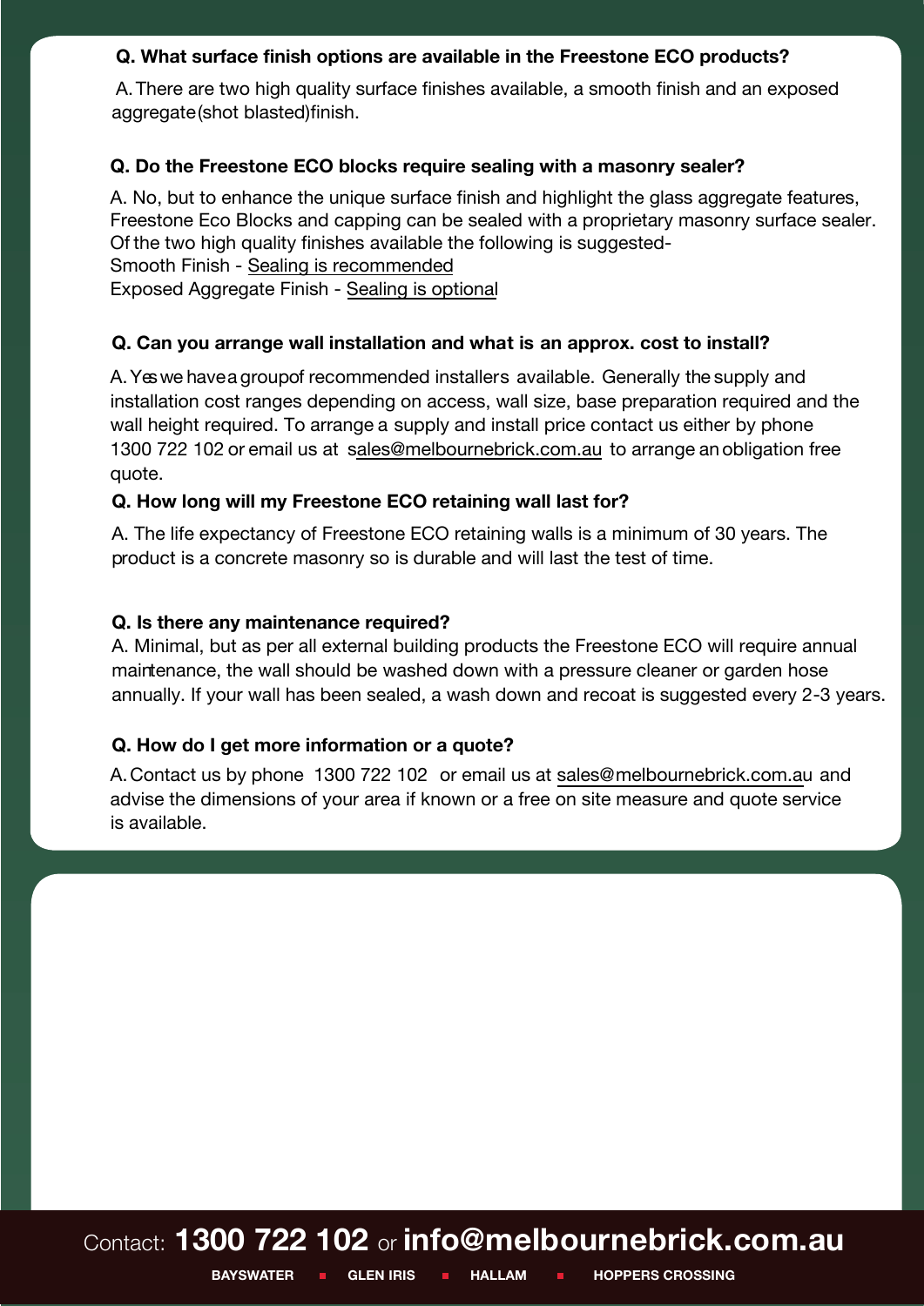**Q. What surface finish options are available in the Freestone ECO products?**

A. There are two high quality surface finishes available, a smooth finish and an exposed aggregate (shot blasted) finish.

**Q. Do the Freestone ECO blocks require sealing with a masonry sealer?**

A. No, but to enhance the unique surface finish and highlight the glass aggregate features, Freestone Eco Blocks and capping can be sealed with a proprietary masonry surface sealer. Of the two high quality finishes available the following is suggested-
Smooth Finish - Sealing is recommended
Exposed Aggregate Finish - Sealing is optional

**Q. Can you arrange wall installation and what is an approx. cost to install?**

A. Yes we have a group of recommended installers available. Generally the supply and installation cost ranges depending on access, wall size, base preparation required and the wall height required. To arrange a supply and install price contact us either by phone 1300 722 102 or email us at sales@melbournebrick.com.au to arrange an obligation free quote.

**Q. How long will my Freestone ECO retaining wall last for?**

A. The life expectancy of Freestone ECO retaining walls is a minimum of 30 years. The product is a concrete masonry so is durable and will last the test of time.

**Q. Is there any maintenance required?**

A. Minimal, but as per all external building products the Freestone ECO will require annual maintenance, the wall should be washed down with a pressure cleaner or garden hose annually. If your wall has been sealed, a wash down and recoat is suggested every 2-3 years.

**Q. How do I get more information or a quote?**

A. Contact us by phone 1300 722 102 or email us at sales@melbournebrick.com.au and advise the dimensions of your area if known or a free on site measure and quote service is available.

Contact: **1300 722 102** or **info@melbournebrick.com.au**

**BAYSWATER** ▪ **GLEN IRIS** ▪ **HALLAM** ▪ **HOPPERS CROSSING**